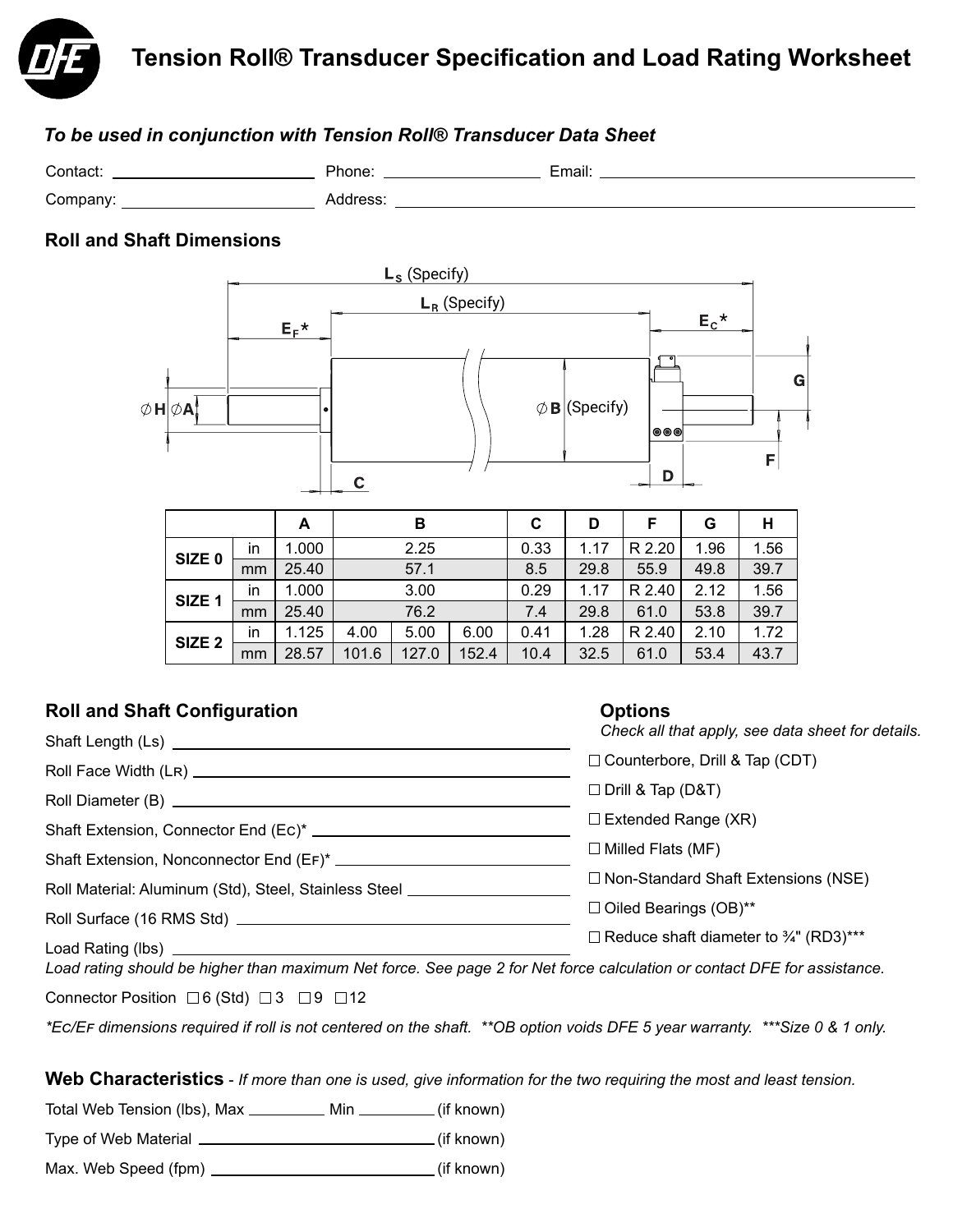# Tension Roll® Transducer Specification and Load Rating Worksheet

***To be used in conjunction with Tension Roll® Transducer Data Sheet***

Contact: ____________________ Phone: ________________ Email: ______________________________

Company: ____________________ Address: ______________________________________________

## Roll and Shaft Dimensions

$L_S$ (Specify)

$L_R$ (Specify)

$E_F$*

$E_C$*

∅H ∅A

∅B (Specify)

C D F G

| | | A | B | | | C | D | F | G | H |
|---|---|---|---|---|---|---|---|---|---|---|
| SIZE 0 | in | 1.000 | 2.25 | | | 0.33 | 1.17 | R 2.20 | 1.96 | 1.56 |
| | mm | 25.40 | 57.1 | | | 8.5 | 29.8 | 55.9 | 49.8 | 39.7 |
| SIZE 1 | in | 1.000 | 3.00 | | | 0.29 | 1.17 | R 2.40 | 2.12 | 1.56 |
| | mm | 25.40 | 76.2 | | | 7.4 | 29.8 | 61.0 | 53.8 | 39.7 |
| SIZE 2 | in | 1.125 | 4.00 | 5.00 | 6.00 | 0.41 | 1.28 | R 2.40 | 2.10 | 1.72 |
| | mm | 28.57 | 101.6 | 127.0 | 152.4 | 10.4 | 32.5 | 61.0 | 53.4 | 43.7 |

## Roll and Shaft Configuration

Shaft Length (Ls) ______________________________

Roll Face Width (LR) ______________________________

Roll Diameter (B) ______________________________

Shaft Extension, Connector End (EC)* ______________________________

Shaft Extension, Nonconnector End (EF)* ______________________________

Roll Material: Aluminum (Std), Steel, Stainless Steel ______________________________

Roll Surface (16 RMS Std) ______________________________

Load Rating (lbs) ______________________________

*Load rating should be higher than maximum Net force. See page 2 for Net force calculation or contact DFE for assistance.*

Connector Position ☐ 6 (Std) ☐ 3 ☐ 9 ☐ 12

*\*EC/EF dimensions required if roll is not centered on the shaft. \*\*OB option voids DFE 5 year warranty. \*\*\*Size 0 & 1 only.*

## Options

*Check all that apply, see data sheet for details.*

☐ Counterbore, Drill & Tap (CDT)

☐ Drill & Tap (D&T)

☐ Extended Range (XR)

☐ Milled Flats (MF)

☐ Non-Standard Shaft Extensions (NSE)

☐ Oiled Bearings (OB)**

☐ Reduce shaft diameter to ¾" (RD3)***

## Web Characteristics - *If more than one is used, give information for the two requiring the most and least tension.*

Total Web Tension (lbs), Max __________ Min __________ (if known)

Type of Web Material ______________________________ (if known)

Max. Web Speed (fpm) ______________________________ (if known)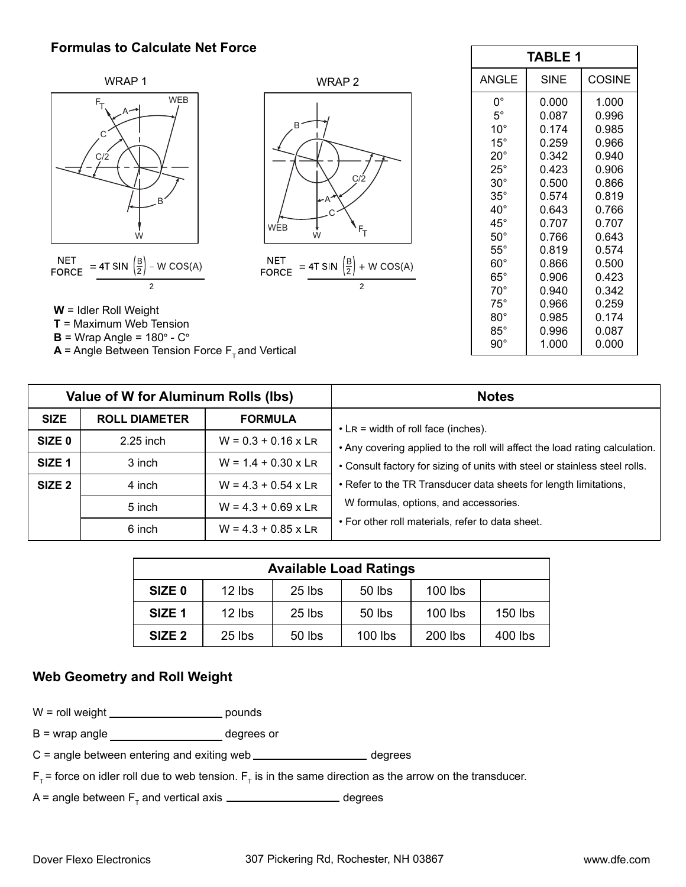## Formulas to Calculate Net Force

WRAP 1

FT, A, WEB, C, C/2, B, W

$$\text{NET FORCE} = \frac{4T \sin\left(\frac{B}{2}\right) - W \cos(A)}{2}$$

WRAP 2

B, C/2, A, C, WEB, W, FT

$$\text{NET FORCE} = \frac{4T \sin\left(\frac{B}{2}\right) + W \cos(A)}{2}$$

**W** = Idler Roll Weight
**T** = Maximum Web Tension
**B** = Wrap Angle = 180° - C°
**A** = Angle Between Tension Force $F_T$ and Vertical

| TABLE 1 | | |
|---|---|---|
| ANGLE | SINE | COSINE |
| 0° | 0.000 | 1.000 |
| 5° | 0.087 | 0.996 |
| 10° | 0.174 | 0.985 |
| 15° | 0.259 | 0.966 |
| 20° | 0.342 | 0.940 |
| 25° | 0.423 | 0.906 |
| 30° | 0.500 | 0.866 |
| 35° | 0.574 | 0.819 |
| 40° | 0.643 | 0.766 |
| 45° | 0.707 | 0.707 |
| 50° | 0.766 | 0.643 |
| 55° | 0.819 | 0.574 |
| 60° | 0.866 | 0.500 |
| 65° | 0.906 | 0.423 |
| 70° | 0.940 | 0.342 |
| 75° | 0.966 | 0.259 |
| 80° | 0.985 | 0.174 |
| 85° | 0.996 | 0.087 |
| 90° | 1.000 | 0.000 |

| Value of W for Aluminum Rolls (lbs) | | |
|---|---|---|
| SIZE | ROLL DIAMETER | FORMULA |
| SIZE 0 | 2.25 inch | W = 0.3 + 0.16 x $L_R$ |
| SIZE 1 | 3 inch | W = 1.4 + 0.30 x $L_R$ |
| SIZE 2 | 4 inch | W = 4.3 + 0.54 x $L_R$ |
| | 5 inch | W = 4.3 + 0.69 x $L_R$ |
| | 6 inch | W = 4.3 + 0.85 x $L_R$ |

**Notes**

- $L_R$ = width of roll face (inches).
- Any covering applied to the roll will affect the load rating calculation.
- Consult factory for sizing of units with steel or stainless steel rolls.
- Refer to the TR Transducer data sheets for length limitations, W formulas, options, and accessories.
- For other roll materials, refer to data sheet.

| Available Load Ratings | | | | | |
|---|---|---|---|---|---|
| SIZE 0 | 12 lbs | 25 lbs | 50 lbs | 100 lbs | |
| SIZE 1 | 12 lbs | 25 lbs | 50 lbs | 100 lbs | 150 lbs |
| SIZE 2 | 25 lbs | 50 lbs | 100 lbs | 200 lbs | 400 lbs |

## Web Geometry and Roll Weight

W = roll weight ______________ pounds

B = wrap angle ______________ degrees or

C = angle between entering and exiting web ______________ degrees

$F_T$ = force on idler roll due to web tension. $F_T$ is in the same direction as the arrow on the transducer.

A = angle between $F_T$ and vertical axis ______________ degrees

Dover Flexo Electronics 307 Pickering Rd, Rochester, NH 03867 www.dfe.com